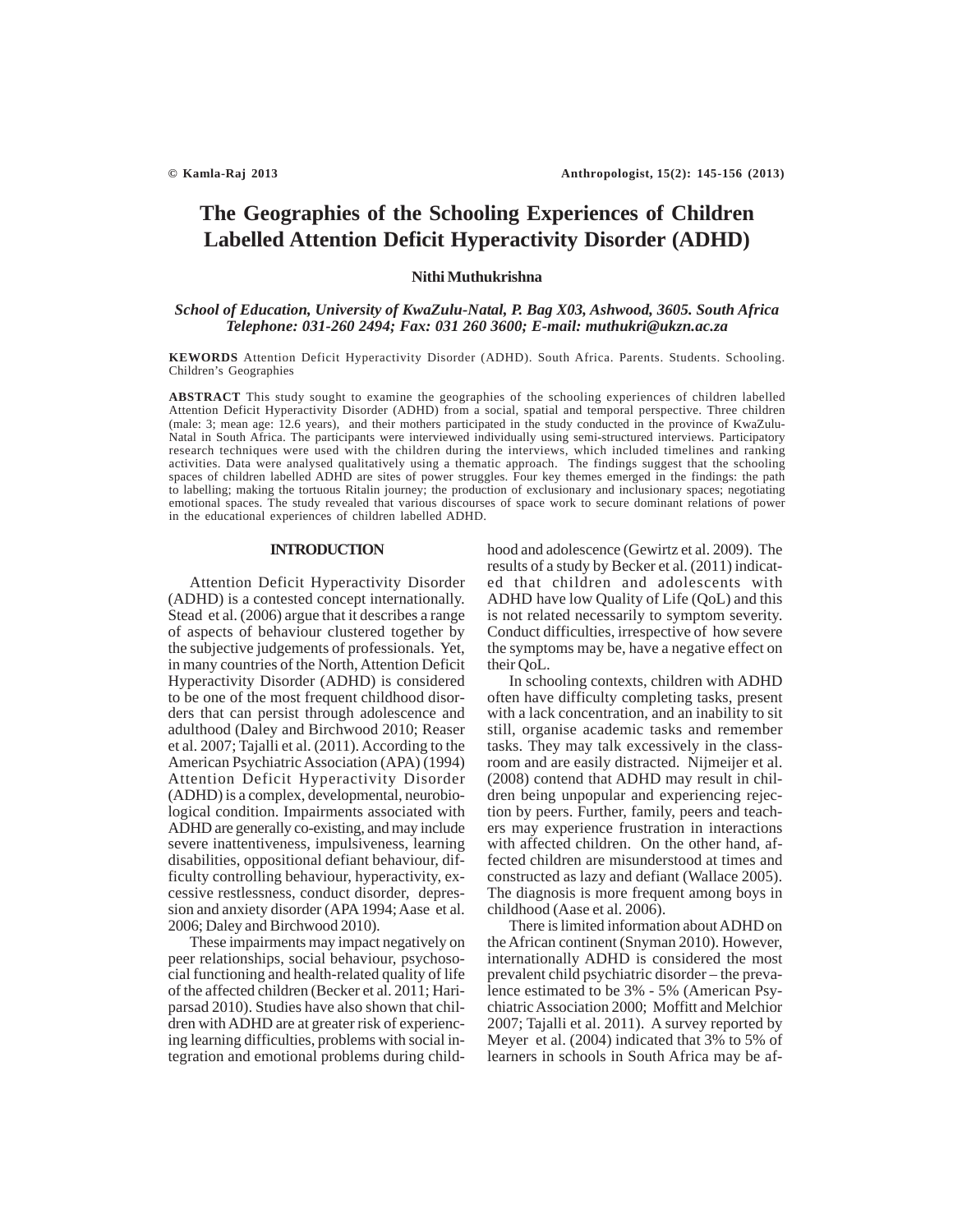# The Geographies of the Schooling Experiences of Children Labelled Attention Deficit Hyperactivity Disorder (ADHD)

**Nithi Muthukrishna**

*School of Education, University of KwaZulu-Natal, P. Bag X03, Ashwood, 3605. South Africa*
*Telephone: 031-260 2494; Fax: 031 260 3600; E-mail: muthukri@ukzn.ac.za*

**KEWORDS** Attention Deficit Hyperactivity Disorder (ADHD). South Africa. Parents. Students. Schooling. Children's Geographies

**ABSTRACT** This study sought to examine the geographies of the schooling experiences of children labelled Attention Deficit Hyperactivity Disorder (ADHD) from a social, spatial and temporal perspective. Three children (male: 3; mean age: 12.6 years), and their mothers participated in the study conducted in the province of KwaZulu-Natal in South Africa. The participants were interviewed individually using semi-structured interviews. Participatory research techniques were used with the children during the interviews, which included timelines and ranking activities. Data were analysed qualitatively using a thematic approach. The findings suggest that the schooling spaces of children labelled ADHD are sites of power struggles. Four key themes emerged in the findings: the path to labelling; making the tortuous Ritalin journey; the production of exclusionary and inclusionary spaces; negotiating emotional spaces. The study revealed that various discourses of space work to secure dominant relations of power in the educational experiences of children labelled ADHD.

## INTRODUCTION

Attention Deficit Hyperactivity Disorder (ADHD) is a contested concept internationally. Stead et al. (2006) argue that it describes a range of aspects of behaviour clustered together by the subjective judgements of professionals. Yet, in many countries of the North, Attention Deficit Hyperactivity Disorder (ADHD) is considered to be one of the most frequent childhood disorders that can persist through adolescence and adulthood (Daley and Birchwood 2010; Reaser et al. 2007; Tajalli et al. (2011). According to the American Psychiatric Association (APA) (1994) Attention Deficit Hyperactivity Disorder (ADHD) is a complex, developmental, neurobiological condition. Impairments associated with ADHD are generally co-existing, and may include severe inattentiveness, impulsiveness, learning disabilities, oppositional defiant behaviour, difficulty controlling behaviour, hyperactivity, excessive restlessness, conduct disorder, depression and anxiety disorder (APA 1994; Aase et al. 2006; Daley and Birchwood 2010).

These impairments may impact negatively on peer relationships, social behaviour, psychosocial functioning and health-related quality of life of the affected children (Becker et al. 2011; Hariparsad 2010). Studies have also shown that children with ADHD are at greater risk of experiencing learning difficulties, problems with social integration and emotional problems during childhood and adolescence (Gewirtz et al. 2009). The results of a study by Becker et al. (2011) indicated that children and adolescents with ADHD have low Quality of Life (QoL) and this is not related necessarily to symptom severity. Conduct difficulties, irrespective of how severe the symptoms may be, have a negative effect on their QoL.

In schooling contexts, children with ADHD often have difficulty completing tasks, present with a lack concentration, and an inability to sit still, organise academic tasks and remember tasks. They may talk excessively in the classroom and are easily distracted. Nijmeijer et al. (2008) contend that ADHD may result in children being unpopular and experiencing rejection by peers. Further, family, peers and teachers may experience frustration in interactions with affected children. On the other hand, affected children are misunderstood at times and constructed as lazy and defiant (Wallace 2005). The diagnosis is more frequent among boys in childhood (Aase et al. 2006).

There is limited information about ADHD on the African continent (Snyman 2010). However, internationally ADHD is considered the most prevalent child psychiatric disorder – the prevalence estimated to be 3% - 5% (American Psychiatric Association 2000; Moffitt and Melchior 2007; Tajalli et al. 2011). A survey reported by Meyer et al. (2004) indicated that 3% to 5% of learners in schools in South Africa may be af-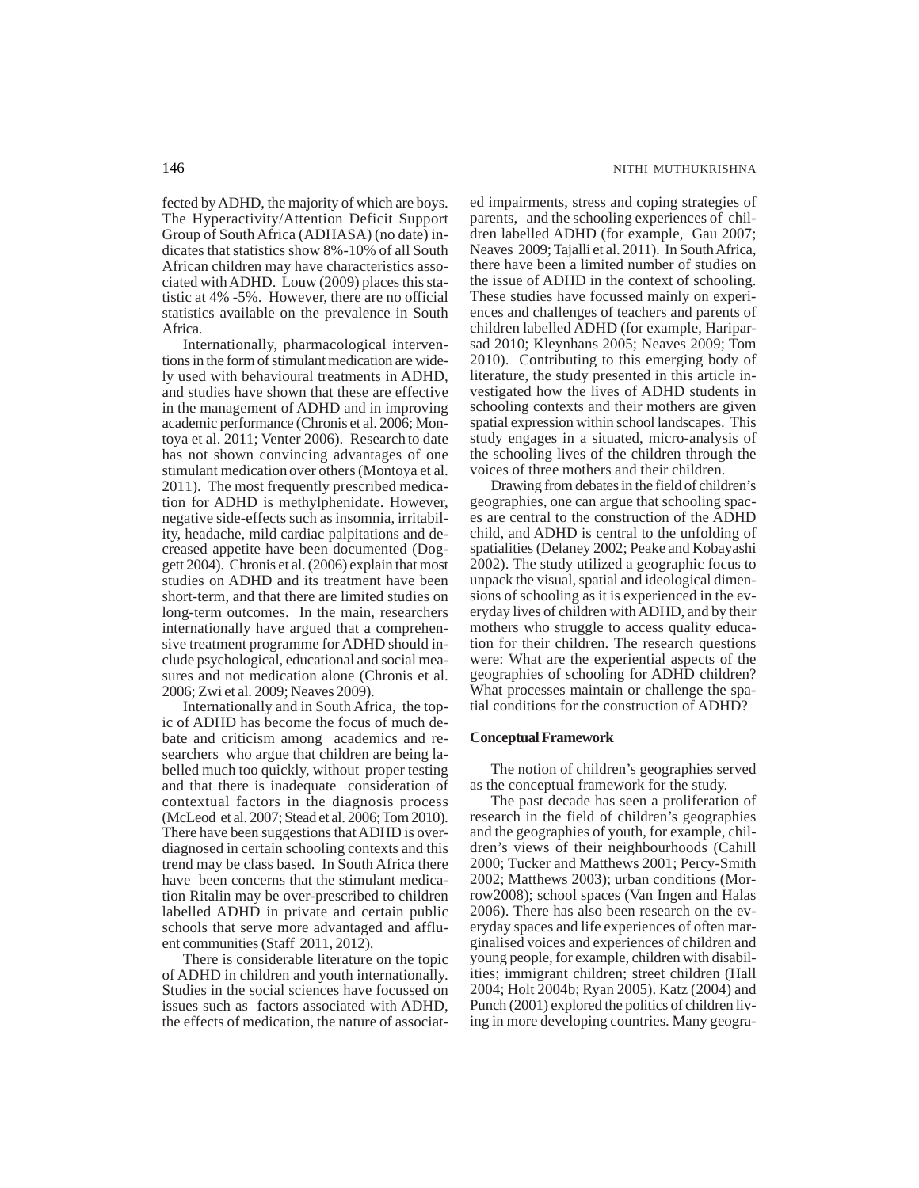fected by ADHD, the majority of which are boys. The Hyperactivity/Attention Deficit Support Group of South Africa (ADHASA) (no date) indicates that statistics show 8%-10% of all South African children may have characteristics associated with ADHD. Louw (2009) places this statistic at 4% -5%. However, there are no official statistics available on the prevalence in South Africa.

Internationally, pharmacological interventions in the form of stimulant medication are widely used with behavioural treatments in ADHD, and studies have shown that these are effective in the management of ADHD and in improving academic performance (Chronis et al. 2006; Montoya et al. 2011; Venter 2006). Research to date has not shown convincing advantages of one stimulant medication over others (Montoya et al. 2011). The most frequently prescribed medication for ADHD is methylphenidate. However, negative side-effects such as insomnia, irritability, headache, mild cardiac palpitations and decreased appetite have been documented (Doggett 2004). Chronis et al. (2006) explain that most studies on ADHD and its treatment have been short-term, and that there are limited studies on long-term outcomes. In the main, researchers internationally have argued that a comprehensive treatment programme for ADHD should include psychological, educational and social measures and not medication alone (Chronis et al. 2006; Zwi et al. 2009; Neaves 2009).

Internationally and in South Africa, the topic of ADHD has become the focus of much debate and criticism among academics and researchers who argue that children are being labelled much too quickly, without proper testing and that there is inadequate consideration of contextual factors in the diagnosis process (McLeod et al. 2007; Stead et al. 2006; Tom 2010). There have been suggestions that ADHD is overdiagnosed in certain schooling contexts and this trend may be class based. In South Africa there have been concerns that the stimulant medication Ritalin may be over-prescribed to children labelled ADHD in private and certain public schools that serve more advantaged and affluent communities (Staff 2011, 2012).

There is considerable literature on the topic of ADHD in children and youth internationally. Studies in the social sciences have focussed on issues such as factors associated with ADHD, the effects of medication, the nature of associated impairments, stress and coping strategies of parents, and the schooling experiences of children labelled ADHD (for example, Gau 2007; Neaves 2009; Tajalli et al. 2011). In South Africa, there have been a limited number of studies on the issue of ADHD in the context of schooling. These studies have focussed mainly on experiences and challenges of teachers and parents of children labelled ADHD (for example, Hariparsad 2010; Kleynhans 2005; Neaves 2009; Tom 2010). Contributing to this emerging body of literature, the study presented in this article investigated how the lives of ADHD students in schooling contexts and their mothers are given spatial expression within school landscapes. This study engages in a situated, micro-analysis of the schooling lives of the children through the voices of three mothers and their children.

Drawing from debates in the field of children's geographies, one can argue that schooling spaces are central to the construction of the ADHD child, and ADHD is central to the unfolding of spatialities (Delaney 2002; Peake and Kobayashi 2002). The study utilized a geographic focus to unpack the visual, spatial and ideological dimensions of schooling as it is experienced in the everyday lives of children with ADHD, and by their mothers who struggle to access quality education for their children. The research questions were: What are the experiential aspects of the geographies of schooling for ADHD children? What processes maintain or challenge the spatial conditions for the construction of ADHD?

## Conceptual Framework

The notion of children's geographies served as the conceptual framework for the study.

The past decade has seen a proliferation of research in the field of children's geographies and the geographies of youth, for example, children's views of their neighbourhoods (Cahill 2000; Tucker and Matthews 2001; Percy-Smith 2002; Matthews 2003); urban conditions (Morrow2008); school spaces (Van Ingen and Halas 2006). There has also been research on the everyday spaces and life experiences of often marginalised voices and experiences of children and young people, for example, children with disabilities; immigrant children; street children (Hall 2004; Holt 2004b; Ryan 2005). Katz (2004) and Punch (2001) explored the politics of children living in more developing countries. Many geogra-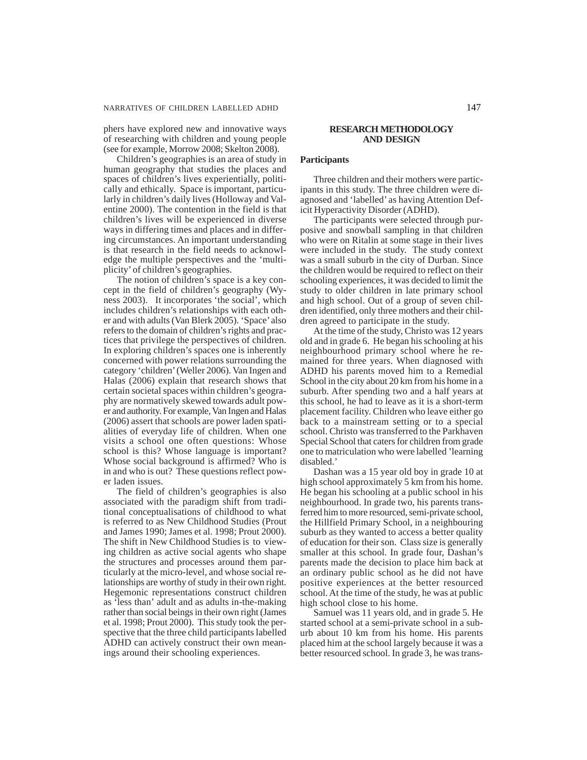phers have explored new and innovative ways of researching with children and young people (see for example, Morrow 2008; Skelton 2008).

Children's geographies is an area of study in human geography that studies the places and spaces of children's lives experientially, politically and ethically. Space is important, particularly in children's daily lives (Holloway and Valentine 2000). The contention in the field is that children's lives will be experienced in diverse ways in differing times and places and in differing circumstances. An important understanding is that research in the field needs to acknowledge the multiple perspectives and the 'multiplicity' of children's geographies.

The notion of children's space is a key concept in the field of children's geography (Wyness 2003). It incorporates 'the social', which includes children's relationships with each other and with adults (Van Blerk 2005). 'Space' also refers to the domain of children's rights and practices that privilege the perspectives of children. In exploring children's spaces one is inherently concerned with power relations surrounding the category 'children' (Weller 2006). Van Ingen and Halas (2006) explain that research shows that certain societal spaces within children's geography are normatively skewed towards adult power and authority. For example, Van Ingen and Halas (2006) assert that schools are power laden spatialities of everyday life of children. When one visits a school one often questions: Whose school is this? Whose language is important? Whose social background is affirmed? Who is in and who is out? These questions reflect power laden issues.

The field of children's geographies is also associated with the paradigm shift from traditional conceptualisations of childhood to what is referred to as New Childhood Studies (Prout and James 1990; James et al. 1998; Prout 2000). The shift in New Childhood Studies is to viewing children as active social agents who shape the structures and processes around them particularly at the micro-level, and whose social relationships are worthy of study in their own right. Hegemonic representations construct children as 'less than' adult and as adults in-the-making rather than social beings in their own right (James et al. 1998; Prout 2000). This study took the perspective that the three child participants labelled ADHD can actively construct their own meanings around their schooling experiences.

## RESEARCH METHODOLOGY AND DESIGN

### Participants

Three children and their mothers were participants in this study. The three children were diagnosed and 'labelled' as having Attention Deficit Hyperactivity Disorder (ADHD).

The participants were selected through purposive and snowball sampling in that children who were on Ritalin at some stage in their lives were included in the study. The study context was a small suburb in the city of Durban. Since the children would be required to reflect on their schooling experiences, it was decided to limit the study to older children in late primary school and high school. Out of a group of seven children identified, only three mothers and their children agreed to participate in the study.

At the time of the study, Christo was 12 years old and in grade 6. He began his schooling at his neighbourhood primary school where he remained for three years. When diagnosed with ADHD his parents moved him to a Remedial School in the city about 20 km from his home in a suburb. After spending two and a half years at this school, he had to leave as it is a short-term placement facility. Children who leave either go back to a mainstream setting or to a special school. Christo was transferred to the Parkhaven Special School that caters for children from grade one to matriculation who were labelled 'learning disabled.'

Dashan was a 15 year old boy in grade 10 at high school approximately 5 km from his home. He began his schooling at a public school in his neighbourhood. In grade two, his parents transferred him to more resourced, semi-private school, the Hillfield Primary School, in a neighbouring suburb as they wanted to access a better quality of education for their son. Class size is generally smaller at this school. In grade four, Dashan's parents made the decision to place him back at an ordinary public school as he did not have positive experiences at the better resourced school. At the time of the study, he was at public high school close to his home.

Samuel was 11 years old, and in grade 5. He started school at a semi-private school in a suburb about 10 km from his home. His parents placed him at the school largely because it was a better resourced school. In grade 3, he was trans-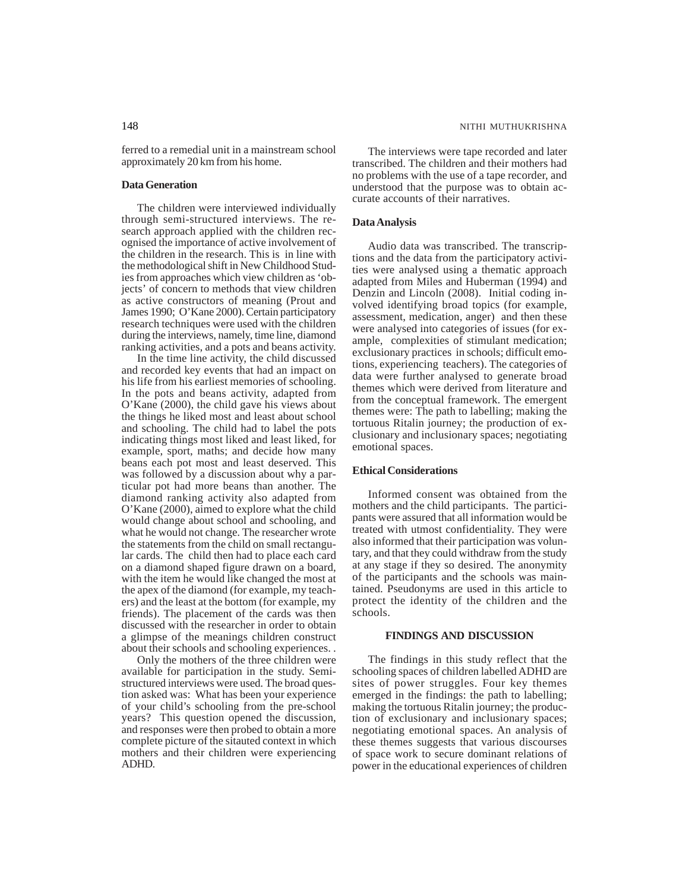ferred to a remedial unit in a mainstream school approximately 20 km from his home.

### Data Generation

The children were interviewed individually through semi-structured interviews. The research approach applied with the children recognised the importance of active involvement of the children in the research. This is in line with the methodological shift in New Childhood Studies from approaches which view children as 'objects' of concern to methods that view children as active constructors of meaning (Prout and James 1990; O'Kane 2000). Certain participatory research techniques were used with the children during the interviews, namely, time line, diamond ranking activities, and a pots and beans activity.

In the time line activity, the child discussed and recorded key events that had an impact on his life from his earliest memories of schooling. In the pots and beans activity, adapted from O'Kane (2000), the child gave his views about the things he liked most and least about school and schooling. The child had to label the pots indicating things most liked and least liked, for example, sport, maths; and decide how many beans each pot most and least deserved. This was followed by a discussion about why a particular pot had more beans than another. The diamond ranking activity also adapted from O'Kane (2000), aimed to explore what the child would change about school and schooling, and what he would not change. The researcher wrote the statements from the child on small rectangular cards. The child then had to place each card on a diamond shaped figure drawn on a board, with the item he would like changed the most at the apex of the diamond (for example, my teachers) and the least at the bottom (for example, my friends). The placement of the cards was then discussed with the researcher in order to obtain a glimpse of the meanings children construct about their schools and schooling experiences. .

Only the mothers of the three children were available for participation in the study. Semi-structured interviews were used. The broad question asked was: What has been your experience of your child's schooling from the pre-school years? This question opened the discussion, and responses were then probed to obtain a more complete picture of the sitauted context in which mothers and their children were experiencing ADHD.

The interviews were tape recorded and later transcribed. The children and their mothers had no problems with the use of a tape recorder, and understood that the purpose was to obtain accurate accounts of their narratives.

### Data Analysis

Audio data was transcribed. The transcriptions and the data from the participatory activities were analysed using a thematic approach adapted from Miles and Huberman (1994) and Denzin and Lincoln (2008). Initial coding involved identifying broad topics (for example, assessment, medication, anger) and then these were analysed into categories of issues (for example, complexities of stimulant medication; exclusionary practices in schools; difficult emotions, experiencing teachers). The categories of data were further analysed to generate broad themes which were derived from literature and from the conceptual framework. The emergent themes were: The path to labelling; making the tortuous Ritalin journey; the production of exclusionary and inclusionary spaces; negotiating emotional spaces.

### Ethical Considerations

Informed consent was obtained from the mothers and the child participants. The participants were assured that all information would be treated with utmost confidentiality. They were also informed that their participation was voluntary, and that they could withdraw from the study at any stage if they so desired. The anonymity of the participants and the schools was maintained. Pseudonyms are used in this article to protect the identity of the children and the schools.

## FINDINGS AND DISCUSSION

The findings in this study reflect that the schooling spaces of children labelled ADHD are sites of power struggles. Four key themes emerged in the findings: the path to labelling; making the tortuous Ritalin journey; the production of exclusionary and inclusionary spaces; negotiating emotional spaces. An analysis of these themes suggests that various discourses of space work to secure dominant relations of power in the educational experiences of children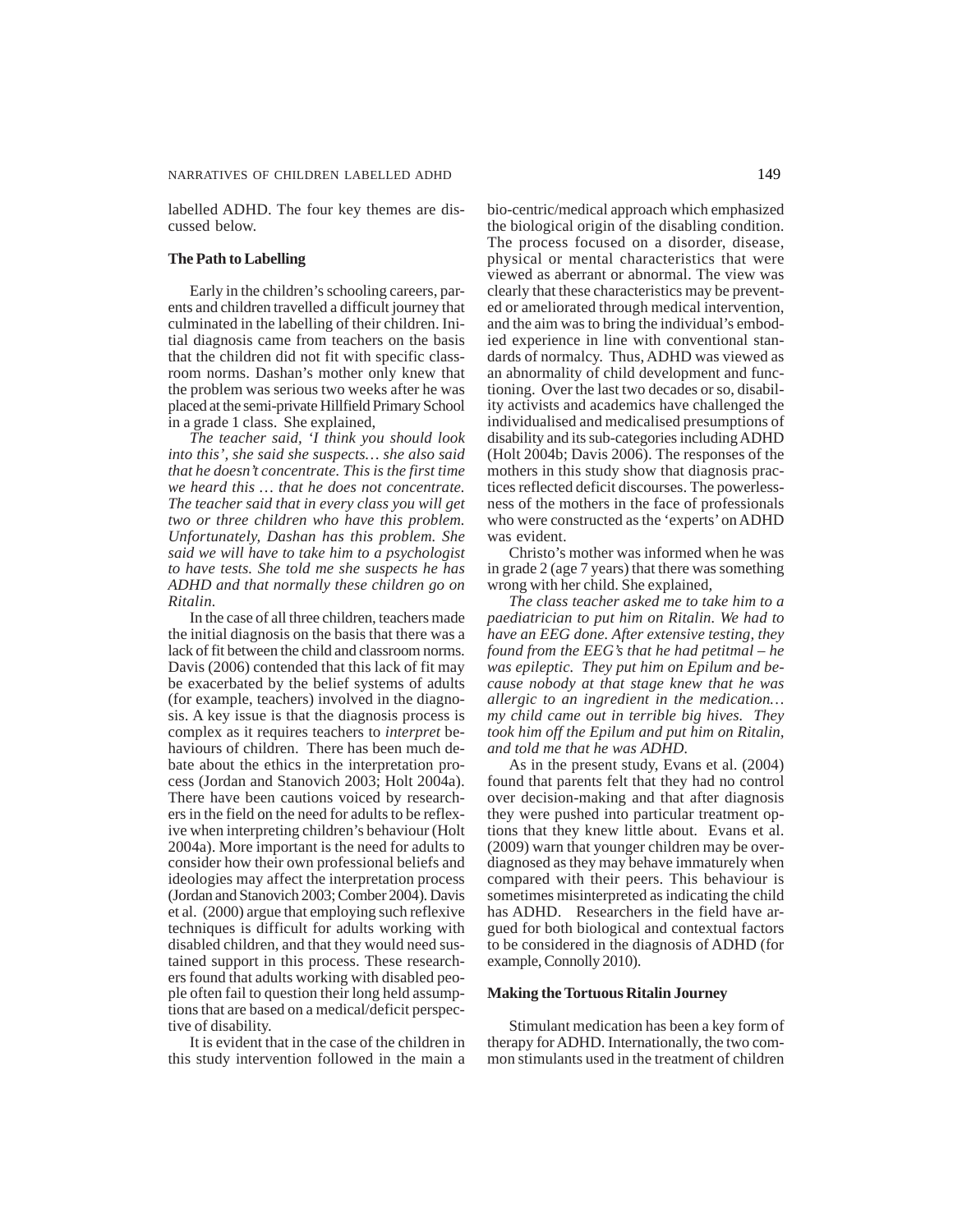labelled ADHD. The four key themes are discussed below.

### The Path to Labelling

Early in the children's schooling careers, parents and children travelled a difficult journey that culminated in the labelling of their children. Initial diagnosis came from teachers on the basis that the children did not fit with specific classroom norms. Dashan's mother only knew that the problem was serious two weeks after he was placed at the semi-private Hillfield Primary School in a grade 1 class. She explained,

*The teacher said, 'I think you should look into this', she said she suspects… she also said that he doesn't concentrate. This is the first time we heard this … that he does not concentrate. The teacher said that in every class you will get two or three children who have this problem. Unfortunately, Dashan has this problem. She said we will have to take him to a psychologist to have tests. She told me she suspects he has ADHD and that normally these children go on Ritalin.*

In the case of all three children, teachers made the initial diagnosis on the basis that there was a lack of fit between the child and classroom norms. Davis (2006) contended that this lack of fit may be exacerbated by the belief systems of adults (for example, teachers) involved in the diagnosis. A key issue is that the diagnosis process is complex as it requires teachers to *interpret* behaviours of children. There has been much debate about the ethics in the interpretation process (Jordan and Stanovich 2003; Holt 2004a). There have been cautions voiced by researchers in the field on the need for adults to be reflexive when interpreting children's behaviour (Holt 2004a). More important is the need for adults to consider how their own professional beliefs and ideologies may affect the interpretation process (Jordan and Stanovich 2003; Comber 2004). Davis et al. (2000) argue that employing such reflexive techniques is difficult for adults working with disabled children, and that they would need sustained support in this process. These researchers found that adults working with disabled people often fail to question their long held assumptions that are based on a medical/deficit perspective of disability.

It is evident that in the case of the children in this study intervention followed in the main a bio-centric/medical approach which emphasized the biological origin of the disabling condition. The process focused on a disorder, disease, physical or mental characteristics that were viewed as aberrant or abnormal. The view was clearly that these characteristics may be prevented or ameliorated through medical intervention, and the aim was to bring the individual's embodied experience in line with conventional standards of normalcy. Thus, ADHD was viewed as an abnormality of child development and functioning. Over the last two decades or so, disability activists and academics have challenged the individualised and medicalised presumptions of disability and its sub-categories including ADHD (Holt 2004b; Davis 2006). The responses of the mothers in this study show that diagnosis practices reflected deficit discourses. The powerlessness of the mothers in the face of professionals who were constructed as the 'experts' on ADHD was evident.

Christo's mother was informed when he was in grade 2 (age 7 years) that there was something wrong with her child. She explained,

*The class teacher asked me to take him to a paediatrician to put him on Ritalin. We had to have an EEG done. After extensive testing, they found from the EEG's that he had petitmal – he was epileptic. They put him on Epilum and because nobody at that stage knew that he was allergic to an ingredient in the medication… my child came out in terrible big hives. They took him off the Epilum and put him on Ritalin, and told me that he was ADHD.*

As in the present study, Evans et al. (2004) found that parents felt that they had no control over decision-making and that after diagnosis they were pushed into particular treatment options that they knew little about. Evans et al. (2009) warn that younger children may be overdiagnosed as they may behave immaturely when compared with their peers. This behaviour is sometimes misinterpreted as indicating the child has ADHD. Researchers in the field have argued for both biological and contextual factors to be considered in the diagnosis of ADHD (for example, Connolly 2010).

### Making the Tortuous Ritalin Journey

Stimulant medication has been a key form of therapy for ADHD. Internationally, the two common stimulants used in the treatment of children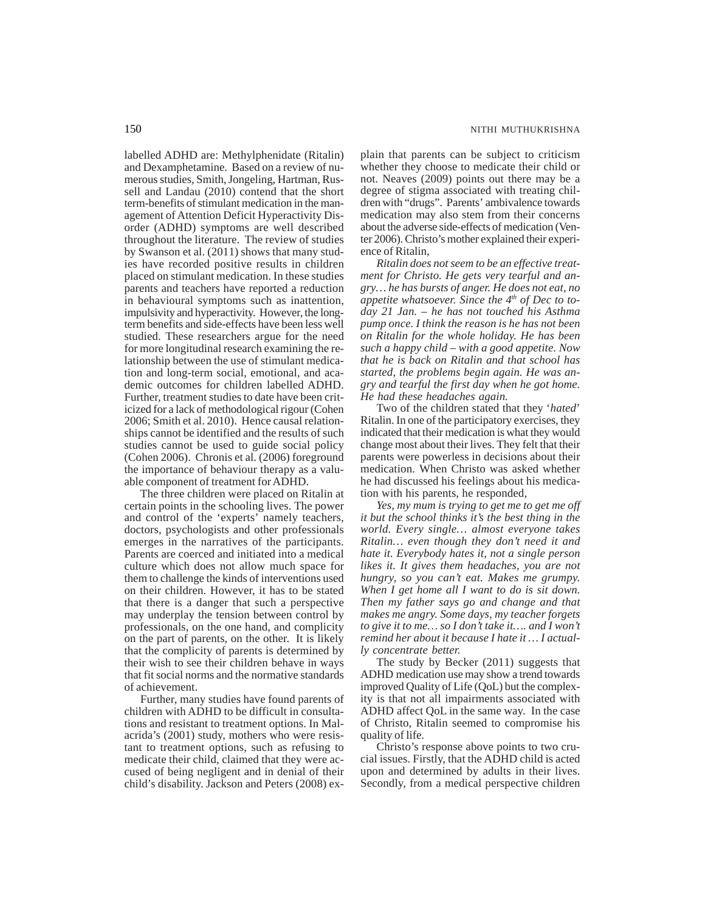labelled ADHD are: Methylphenidate (Ritalin) and Dexamphetamine. Based on a review of numerous studies, Smith, Jongeling, Hartman, Russell and Landau (2010) contend that the short term-benefits of stimulant medication in the management of Attention Deficit Hyperactivity Disorder (ADHD) symptoms are well described throughout the literature. The review of studies by Swanson et al. (2011) shows that many studies have recorded positive results in children placed on stimulant medication. In these studies parents and teachers have reported a reduction in behavioural symptoms such as inattention, impulsivity and hyperactivity. However, the long-term benefits and side-effects have been less well studied. These researchers argue for the need for more longitudinal research examining the relationship between the use of stimulant medication and long-term social, emotional, and academic outcomes for children labelled ADHD. Further, treatment studies to date have been criticized for a lack of methodological rigour (Cohen 2006; Smith et al. 2010). Hence causal relationships cannot be identified and the results of such studies cannot be used to guide social policy (Cohen 2006). Chronis et al. (2006) foreground the importance of behaviour therapy as a valuable component of treatment for ADHD.

The three children were placed on Ritalin at certain points in the schooling lives. The power and control of the 'experts' namely teachers, doctors, psychologists and other professionals emerges in the narratives of the participants. Parents are coerced and initiated into a medical culture which does not allow much space for them to challenge the kinds of interventions used on their children. However, it has to be stated that there is a danger that such a perspective may underplay the tension between control by professionals, on the one hand, and complicity on the part of parents, on the other. It is likely that the complicity of parents is determined by their wish to see their children behave in ways that fit social norms and the normative standards of achievement.

Further, many studies have found parents of children with ADHD to be difficult in consultations and resistant to treatment options. In Malacrida's (2001) study, mothers who were resistant to treatment options, such as refusing to medicate their child, claimed that they were accused of being negligent and in denial of their child's disability. Jackson and Peters (2008) explain that parents can be subject to criticism whether they choose to medicate their child or not. Neaves (2009) points out there may be a degree of stigma associated with treating children with "drugs". Parents' ambivalence towards medication may also stem from their concerns about the adverse side-effects of medication (Venter 2006). Christo's mother explained their experience of Ritalin,

*Ritalin does not seem to be an effective treatment for Christo. He gets very tearful and angry… he has bursts of anger. He does not eat, no appetite whatsoever. Since the 4th of Dec to today 21 Jan. – he has not touched his Asthma pump once. I think the reason is he has not been on Ritalin for the whole holiday. He has been such a happy child – with a good appetite. Now that he is back on Ritalin and that school has started, the problems begin again. He was angry and tearful the first day when he got home. He had these headaches again.*

Two of the children stated that they '*hated*' Ritalin. In one of the participatory exercises, they indicated that their medication is what they would change most about their lives. They felt that their parents were powerless in decisions about their medication. When Christo was asked whether he had discussed his feelings about his medication with his parents, he responded,

*Yes, my mum is trying to get me to get me off it but the school thinks it's the best thing in the world. Every single… almost everyone takes Ritalin… even though they don't need it and hate it. Everybody hates it, not a single person likes it. It gives them headaches, you are not hungry, so you can't eat. Makes me grumpy. When I get home all I want to do is sit down. Then my father says go and change and that makes me angry. Some days, my teacher forgets to give it to me… so I don't take it…. and I won't remind her about it because I hate it … I actually concentrate better.*

The study by Becker (2011) suggests that ADHD medication use may show a trend towards improved Quality of Life (QoL) but the complexity is that not all impairments associated with ADHD affect QoL in the same way. In the case of Christo, Ritalin seemed to compromise his quality of life.

Christo's response above points to two crucial issues. Firstly, that the ADHD child is acted upon and determined by adults in their lives. Secondly, from a medical perspective children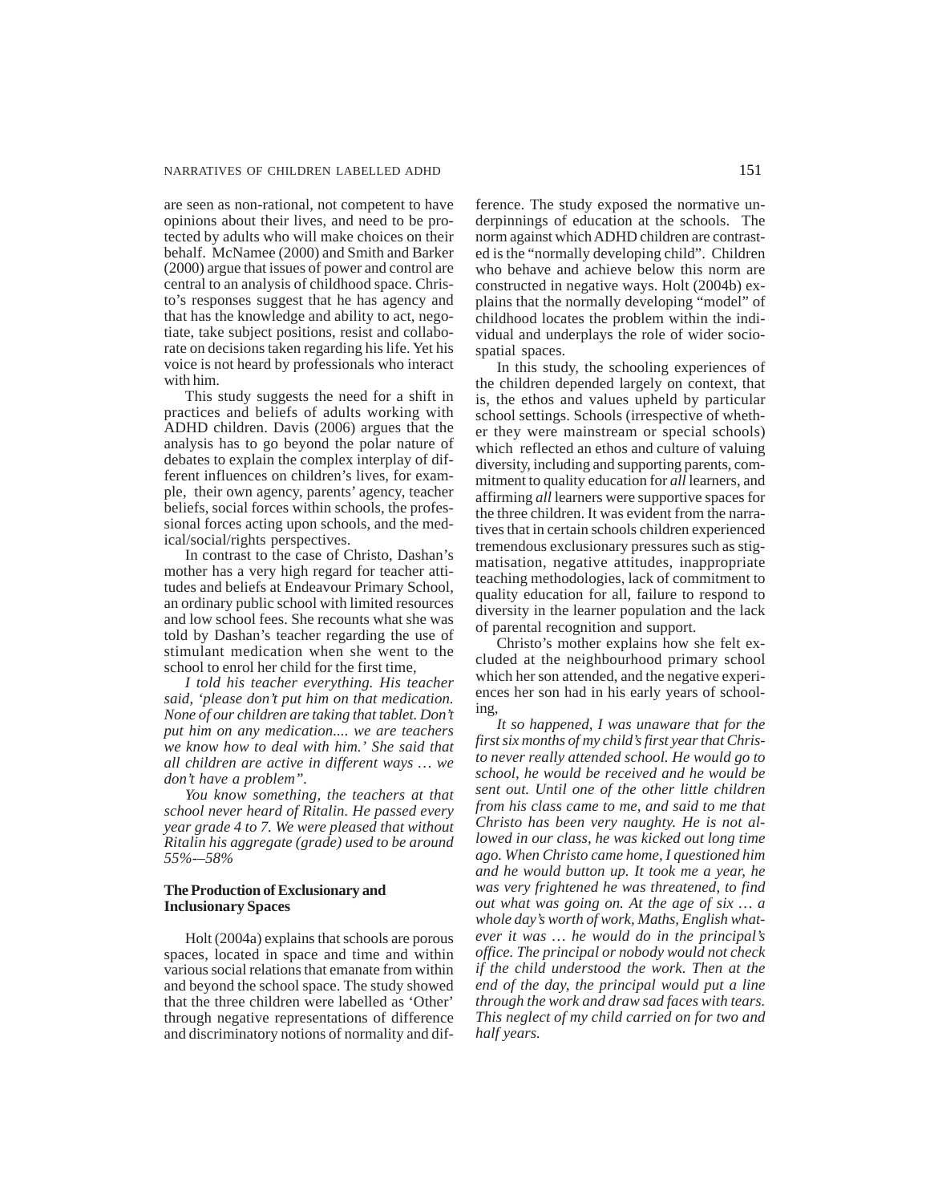are seen as non-rational, not competent to have opinions about their lives, and need to be protected by adults who will make choices on their behalf. McNamee (2000) and Smith and Barker (2000) argue that issues of power and control are central to an analysis of childhood space. Christo's responses suggest that he has agency and that has the knowledge and ability to act, negotiate, take subject positions, resist and collaborate on decisions taken regarding his life. Yet his voice is not heard by professionals who interact with him.

This study suggests the need for a shift in practices and beliefs of adults working with ADHD children. Davis (2006) argues that the analysis has to go beyond the polar nature of debates to explain the complex interplay of different influences on children's lives, for example, their own agency, parents' agency, teacher beliefs, social forces within schools, the professional forces acting upon schools, and the medical/social/rights perspectives.

In contrast to the case of Christo, Dashan's mother has a very high regard for teacher attitudes and beliefs at Endeavour Primary School, an ordinary public school with limited resources and low school fees. She recounts what she was told by Dashan's teacher regarding the use of stimulant medication when she went to the school to enrol her child for the first time,

*I told his teacher everything. His teacher said, 'please don't put him on that medication. None of our children are taking that tablet. Don't put him on any medication.... we are teachers we know how to deal with him.' She said that all children are active in different ways … we don't have a problem".*

*You know something, the teachers at that school never heard of Ritalin. He passed every year grade 4 to 7. We were pleased that without Ritalin his aggregate (grade) used to be around 55%-–58%*

## The Production of Exclusionary and Inclusionary Spaces

Holt (2004a) explains that schools are porous spaces, located in space and time and within various social relations that emanate from within and beyond the school space. The study showed that the three children were labelled as 'Other' through negative representations of difference and discriminatory notions of normality and difference. The study exposed the normative underpinnings of education at the schools. The norm against which ADHD children are contrasted is the "normally developing child". Children who behave and achieve below this norm are constructed in negative ways. Holt (2004b) explains that the normally developing "model" of childhood locates the problem within the individual and underplays the role of wider sociospatial spaces.

In this study, the schooling experiences of the children depended largely on context, that is, the ethos and values upheld by particular school settings. Schools (irrespective of whether they were mainstream or special schools) which reflected an ethos and culture of valuing diversity, including and supporting parents, commitment to quality education for *all* learners, and affirming *all* learners were supportive spaces for the three children. It was evident from the narratives that in certain schools children experienced tremendous exclusionary pressures such as stigmatisation, negative attitudes, inappropriate teaching methodologies, lack of commitment to quality education for all, failure to respond to diversity in the learner population and the lack of parental recognition and support.

Christo's mother explains how she felt excluded at the neighbourhood primary school which her son attended, and the negative experiences her son had in his early years of schooling,

*It so happened, I was unaware that for the first six months of my child's first year that Christo never really attended school. He would go to school, he would be received and he would be sent out. Until one of the other little children from his class came to me, and said to me that Christo has been very naughty. He is not allowed in our class, he was kicked out long time ago. When Christo came home, I questioned him and he would button up. It took me a year, he was very frightened he was threatened, to find out what was going on. At the age of six … a whole day's worth of work, Maths, English whatever it was … he would do in the principal's office. The principal or nobody would not check if the child understood the work. Then at the end of the day, the principal would put a line through the work and draw sad faces with tears. This neglect of my child carried on for two and half years.*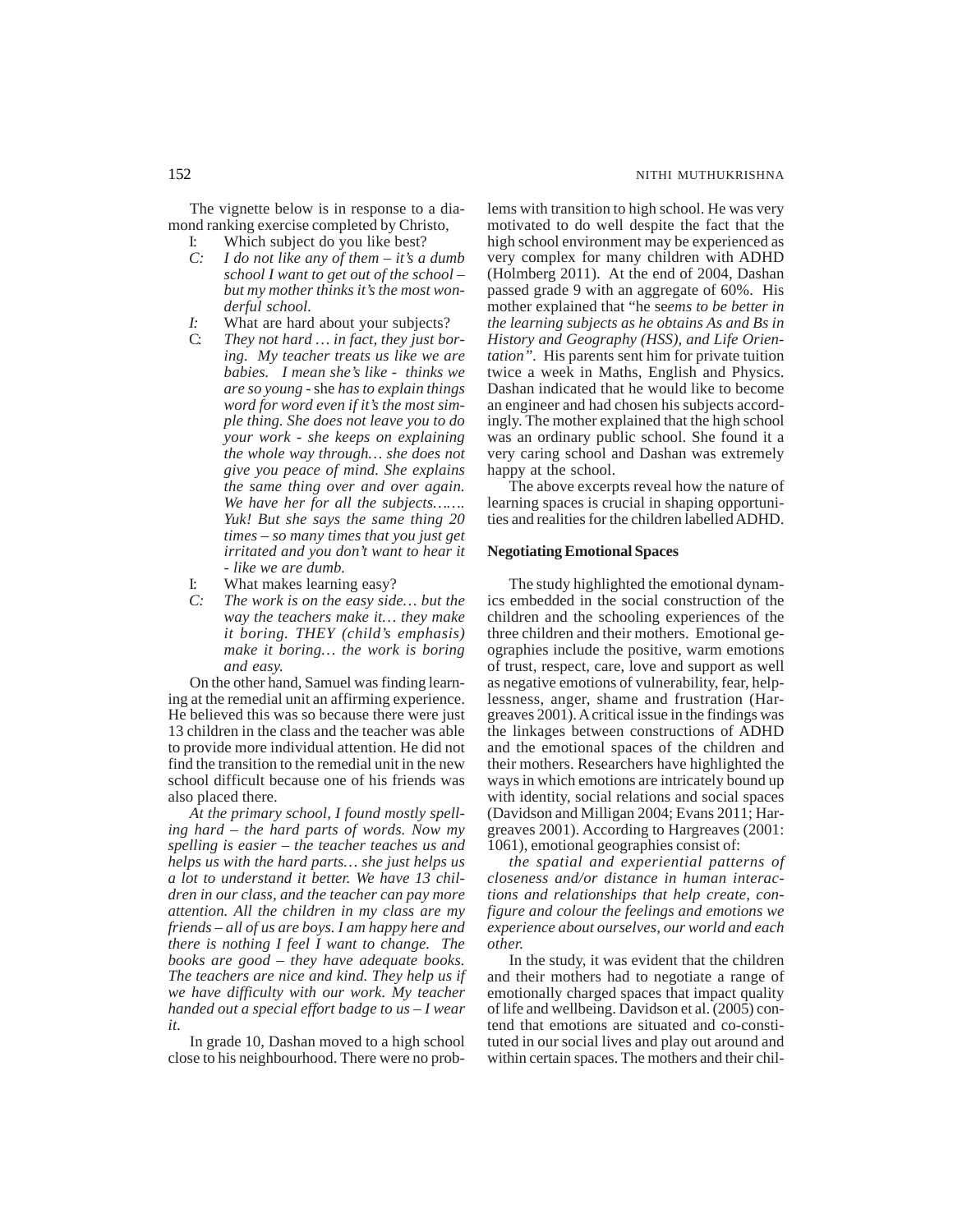The vignette below is in response to a diamond ranking exercise completed by Christo,

I: Which subject do you like best?

*C: I do not like any of them – it's a dumb school I want to get out of the school – but my mother thinks it's the most wonderful school.*

*I:* What are hard about your subjects?

C: *They not hard … in fact, they just boring. My teacher treats us like we are babies. I mean she's like - thinks we are so young* - she *has to explain things word for word even if it's the most simple thing. She does not leave you to do your work - she keeps on explaining the whole way through… she does not give you peace of mind. She explains the same thing over and over again. We have her for all the subjects……. Yuk! But she says the same thing 20 times – so many times that you just get irritated and you don't want to hear it - like we are dumb.*

I: What makes learning easy?

*C: The work is on the easy side… but the way the teachers make it… they make it boring. THEY (child's emphasis) make it boring… the work is boring and easy.*

On the other hand, Samuel was finding learning at the remedial unit an affirming experience. He believed this was so because there were just 13 children in the class and the teacher was able to provide more individual attention. He did not find the transition to the remedial unit in the new school difficult because one of his friends was also placed there.

*At the primary school, I found mostly spelling hard – the hard parts of words. Now my spelling is easier – the teacher teaches us and helps us with the hard parts… she just helps us a lot to understand it better. We have 13 children in our class, and the teacher can pay more attention. All the children in my class are my friends – all of us are boys. I am happy here and there is nothing I feel I want to change. The books are good – they have adequate books. The teachers are nice and kind. They help us if we have difficulty with our work. My teacher handed out a special effort badge to us – I wear it.*

In grade 10, Dashan moved to a high school close to his neighbourhood. There were no problems with transition to high school. He was very motivated to do well despite the fact that the high school environment may be experienced as very complex for many children with ADHD (Holmberg 2011). At the end of 2004, Dashan passed grade 9 with an aggregate of 60%. His mother explained that "he se*ems to be better in the learning subjects as he obtains As and Bs in History and Geography (HSS), and Life Orientation".* His parents sent him for private tuition twice a week in Maths, English and Physics. Dashan indicated that he would like to become an engineer and had chosen his subjects accordingly. The mother explained that the high school was an ordinary public school. She found it a very caring school and Dashan was extremely happy at the school.

The above excerpts reveal how the nature of learning spaces is crucial in shaping opportunities and realities for the children labelled ADHD.

**Negotiating Emotional Spaces**

The study highlighted the emotional dynamics embedded in the social construction of the children and the schooling experiences of the three children and their mothers. Emotional geographies include the positive, warm emotions of trust, respect, care, love and support as well as negative emotions of vulnerability, fear, helplessness, anger, shame and frustration (Hargreaves 2001). A critical issue in the findings was the linkages between constructions of ADHD and the emotional spaces of the children and their mothers. Researchers have highlighted the ways in which emotions are intricately bound up with identity, social relations and social spaces (Davidson and Milligan 2004; Evans 2011; Hargreaves 2001). According to Hargreaves (2001: 1061), emotional geographies consist of:

*the spatial and experiential patterns of closeness and/or distance in human interactions and relationships that help create, configure and colour the feelings and emotions we experience about ourselves, our world and each other.*

In the study, it was evident that the children and their mothers had to negotiate a range of emotionally charged spaces that impact quality of life and wellbeing. Davidson et al. (2005) contend that emotions are situated and co-constituted in our social lives and play out around and within certain spaces. The mothers and their chil-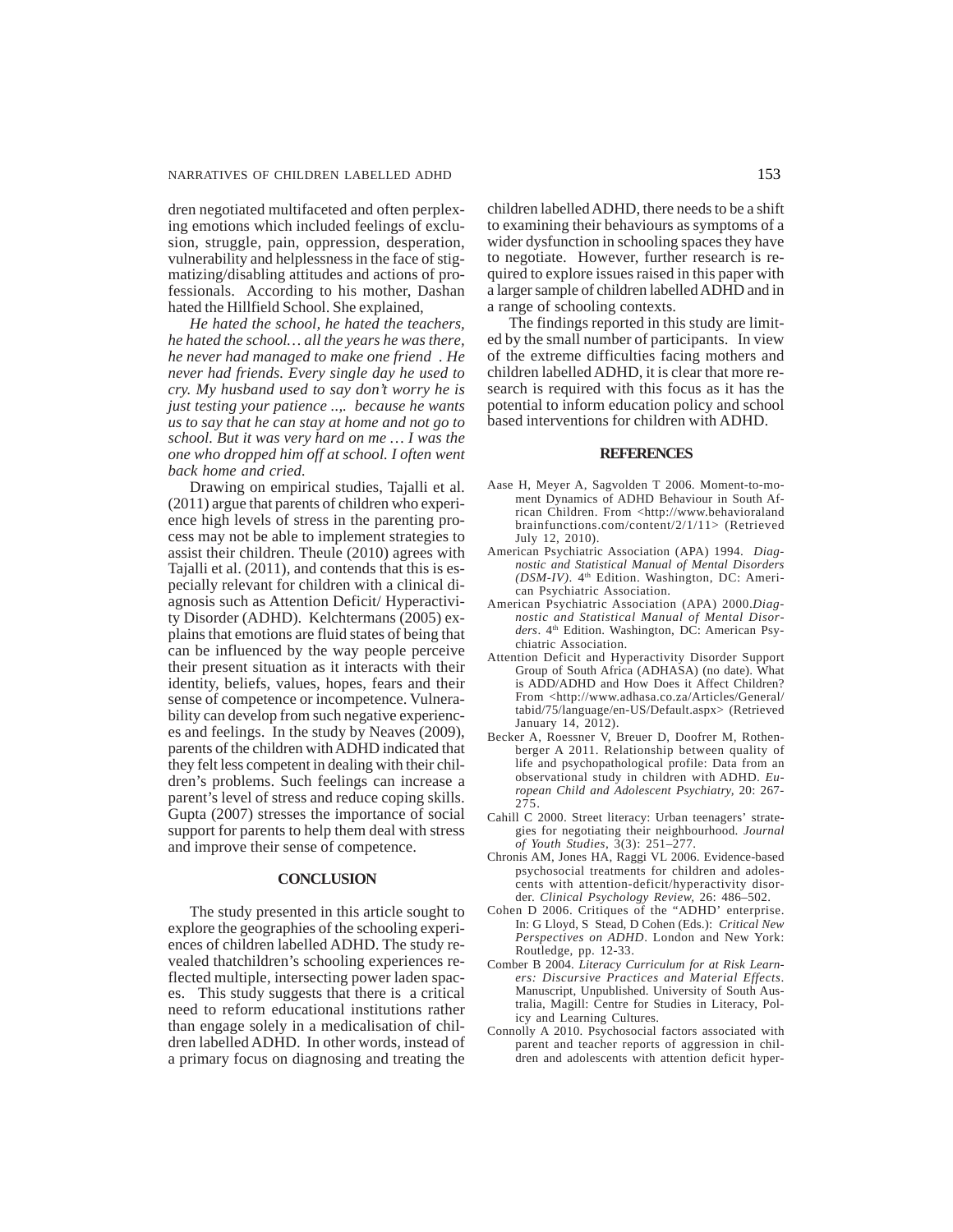dren negotiated multifaceted and often perplexing emotions which included feelings of exclusion, struggle, pain, oppression, desperation, vulnerability and helplessness in the face of stigmatizing/disabling attitudes and actions of professionals. According to his mother, Dashan hated the Hillfield School. She explained,

*He hated the school, he hated the teachers, he hated the school… all the years he was there, he never had managed to make one friend . He never had friends. Every single day he used to cry. My husband used to say don't worry he is just testing your patience ..,. because he wants us to say that he can stay at home and not go to school. But it was very hard on me … I was the one who dropped him off at school. I often went back home and cried.*

Drawing on empirical studies, Tajalli et al. (2011) argue that parents of children who experience high levels of stress in the parenting process may not be able to implement strategies to assist their children. Theule (2010) agrees with Tajalli et al. (2011), and contends that this is especially relevant for children with a clinical diagnosis such as Attention Deficit/ Hyperactivity Disorder (ADHD). Kelchtermans (2005) explains that emotions are fluid states of being that can be influenced by the way people perceive their present situation as it interacts with their identity, beliefs, values, hopes, fears and their sense of competence or incompetence. Vulnerability can develop from such negative experiences and feelings. In the study by Neaves (2009), parents of the children with ADHD indicated that they felt less competent in dealing with their children's problems. Such feelings can increase a parent's level of stress and reduce coping skills. Gupta (2007) stresses the importance of social support for parents to help them deal with stress and improve their sense of competence.

## CONCLUSION

The study presented in this article sought to explore the geographies of the schooling experiences of children labelled ADHD. The study revealed thatchildren's schooling experiences reflected multiple, intersecting power laden spaces. This study suggests that there is a critical need to reform educational institutions rather than engage solely in a medicalisation of children labelled ADHD. In other words, instead of a primary focus on diagnosing and treating the children labelled ADHD, there needs to be a shift to examining their behaviours as symptoms of a wider dysfunction in schooling spaces they have to negotiate. However, further research is required to explore issues raised in this paper with a larger sample of children labelled ADHD and in a range of schooling contexts.

The findings reported in this study are limited by the small number of participants. In view of the extreme difficulties facing mothers and children labelled ADHD, it is clear that more research is required with this focus as it has the potential to inform education policy and school based interventions for children with ADHD.

## REFERENCES

Aase H, Meyer A, Sagvolden T 2006. Moment-to-moment Dynamics of ADHD Behaviour in South African Children. From <http://www.behavioralandbrainfunctions.com/content/2/1/11> (Retrieved July 12, 2010).

American Psychiatric Association (APA) 1994. *Diagnostic and Statistical Manual of Mental Disorders (DSM-IV)*. 4th Edition. Washington, DC: American Psychiatric Association.

American Psychiatric Association (APA) 2000.*Diagnostic and Statistical Manual of Mental Disorders*. 4th Edition. Washington, DC: American Psychiatric Association.

Attention Deficit and Hyperactivity Disorder Support Group of South Africa (ADHASA) (no date). What is ADD/ADHD and How Does it Affect Children? From <http://www.adhasa.co.za/Articles/General/tabid/75/language/en-US/Default.aspx> (Retrieved January 14, 2012).

Becker A, Roessner V, Breuer D, Doofrer M, Rothenberger A 2011. Relationship between quality of life and psychopathological profile: Data from an observational study in children with ADHD. *European Child and Adolescent Psychiatry,* 20: 267-275.

Cahill C 2000. Street literacy: Urban teenagers' strategies for negotiating their neighbourhood. *Journal of Youth Studies*, 3(3): 251–277.

Chronis AM, Jones HA, Raggi VL 2006. Evidence-based psychosocial treatments for children and adolescents with attention-deficit/hyperactivity disorder. *Clinical Psychology Review,* 26: 486–502.

Cohen D 2006. Critiques of the "ADHD' enterprise. In: G Lloyd, S Stead, D Cohen (Eds.): *Critical New Perspectives on ADHD*. London and New York: Routledge, pp. 12-33.

Comber B 2004. *Literacy Curriculum for at Risk Learners: Discursive Practices and Material Effects*. Manuscript, Unpublished. University of South Australia, Magill: Centre for Studies in Literacy, Policy and Learning Cultures.

Connolly A 2010. Psychosocial factors associated with parent and teacher reports of aggression in children and adolescents with attention deficit hyper-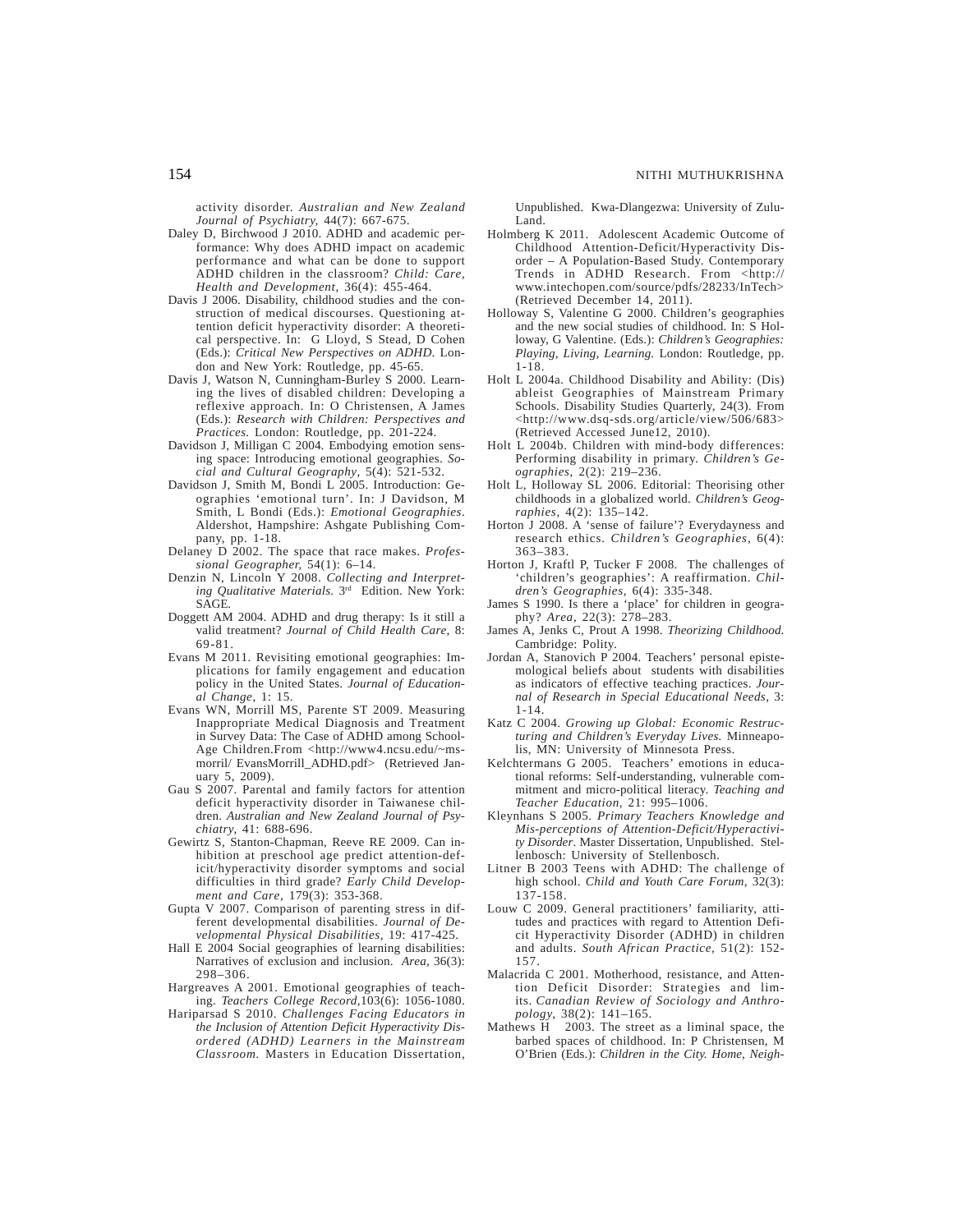activity disorder. *Australian and New Zealand Journal of Psychiatry*, 44(7): 667-675.

Daley D, Birchwood J 2010. ADHD and academic performance: Why does ADHD impact on academic performance and what can be done to support ADHD children in the classroom? *Child: Care, Health and Development*, 36(4): 455-464.

Davis J 2006. Disability, childhood studies and the construction of medical discourses. Questioning attention deficit hyperactivity disorder: A theoretical perspective. In: G Lloyd, S Stead, D Cohen (Eds.): *Critical New Perspectives on ADHD.* London and New York: Routledge, pp. 45-65.

Davis J, Watson N, Cunningham-Burley S 2000. Learning the lives of disabled children: Developing a reflexive approach. In: O Christensen, A James (Eds.): *Research with Children: Perspectives and Practices.* London: Routledge, pp. 201-224.

Davidson J, Milligan C 2004. Embodying emotion sensing space: Introducing emotional geographies. *Social and Cultural Geography*, 5(4): 521-532.

Davidson J, Smith M, Bondi L 2005. Introduction: Geographies 'emotional turn'. In: J Davidson, M Smith, L Bondi (Eds.): *Emotional Geographies*. Aldershot, Hampshire: Ashgate Publishing Company, pp. 1-18.

Delaney D 2002. The space that race makes. *Professional Geographer,* 54(1): 6–14.

Denzin N, Lincoln Y 2008. *Collecting and Interpreting Qualitative Materials.* 3rd Edition. New York: SAGE.

Doggett AM 2004. ADHD and drug therapy: Is it still a valid treatment? *Journal of Child Health Care,* 8: 69-81.

Evans M 2011. Revisiting emotional geographies: Implications for family engagement and education policy in the United States. *Journal of Educational Change*, 1: 15.

Evans WN, Morrill MS, Parente ST 2009. Measuring Inappropriate Medical Diagnosis and Treatment in Survey Data: The Case of ADHD among School-Age Children.From <http://www4.ncsu.edu/~msmorril/ EvansMorrill_ADHD.pdf> (Retrieved January 5, 2009).

Gau S 2007. Parental and family factors for attention deficit hyperactivity disorder in Taiwanese children. *Australian and New Zealand Journal of Psychiatry*, 41: 688-696.

Gewirtz S, Stanton-Chapman, Reeve RE 2009. Can inhibition at preschool age predict attention-deficit/hyperactivity disorder symptoms and social difficulties in third grade? *Early Child Development and Care,* 179(3): 353-368.

Gupta V 2007. Comparison of parenting stress in different developmental disabilities. *Journal of Developmental Physical Disabilities,* 19: 417-425.

Hall E 2004 Social geographies of learning disabilities: Narratives of exclusion and inclusion. *Area*, 36(3): 298–306.

Hargreaves A 2001. Emotional geographies of teaching. *Teachers College Record*,103(6): 1056-1080.

Hariparsad S 2010. *Challenges Facing Educators in the Inclusion of Attention Deficit Hyperactivity Disordered (ADHD) Learners in the Mainstream Classroom.* Masters in Education Dissertation, Unpublished. Kwa-Dlangezwa: University of Zulu-Land.

Holmberg K 2011. Adolescent Academic Outcome of Childhood Attention-Deficit/Hyperactivity Disorder – A Population-Based Study. Contemporary Trends in ADHD Research. From <http://www.intechopen.com/source/pdfs/28233/InTech> (Retrieved December 14, 2011).

Holloway S, Valentine G 2000. Children's geographies and the new social studies of childhood. In: S Holloway, G Valentine. (Eds.): *Children's Geographies: Playing, Living, Learning.* London: Routledge, pp. 1-18.

Holt L 2004a. Childhood Disability and Ability: (Dis) ableist Geographies of Mainstream Primary Schools. Disability Studies Quarterly, 24(3). From <http://www.dsq-sds.org/article/view/506/683> (Retrieved Accessed June12, 2010).

Holt L 2004b. Children with mind-body differences: Performing disability in primary. *Children's Geographies,* 2(2): 219–236.

Holt L, Holloway SL 2006. Editorial: Theorising other childhoods in a globalized world. *Children's Geographies*, 4(2): 135–142.

Horton J 2008. A 'sense of failure'? Everydayness and research ethics. *Children's Geographies*, 6(4): 363–383.

Horton J, Kraftl P, Tucker F 2008. The challenges of 'children's geographies': A reaffirmation. *Children's Geographies*, 6(4): 335-348.

James S 1990. Is there a 'place' for children in geography? *Area*, 22(3): 278–283.

James A, Jenks C, Prout A 1998. *Theorizing Childhood.* Cambridge: Polity.

Jordan A, Stanovich P 2004. Teachers' personal epistemological beliefs about students with disabilities as indicators of effective teaching practices. *Journal of Research in Special Educational Needs*, 3: 1-14.

Katz C 2004. *Growing up Global: Economic Restructuring and Children's Everyday Lives.* Minneapolis, MN: University of Minnesota Press.

Kelchtermans G 2005. Teachers' emotions in educational reforms: Self-understanding, vulnerable commitment and micro-political literacy. *Teaching and Teacher Education,* 21: 995–1006.

Kleynhans S 2005. *Primary Teachers Knowledge and Mis-perceptions of Attention-Deficit/Hyperactivity Disorder*. Master Dissertation, Unpublished. Stellenbosch: University of Stellenbosch.

Litner B 2003 Teens with ADHD: The challenge of high school. *Child and Youth Care Forum,* 32(3): 137-158.

Louw C 2009. General practitioners' familiarity, attitudes and practices with regard to Attention Deficit Hyperactivity Disorder (ADHD) in children and adults. *South African Practice,* 51(2): 152-157.

Malacrida C 2001. Motherhood, resistance, and Attention Deficit Disorder: Strategies and limits. *Canadian Review of Sociology and Anthropology*, 38(2): 141–165.

Mathews H 2003. The street as a liminal space, the barbed spaces of childhood. In: P Christensen, M O'Brien (Eds.): *Children in the City. Home, Neigh-*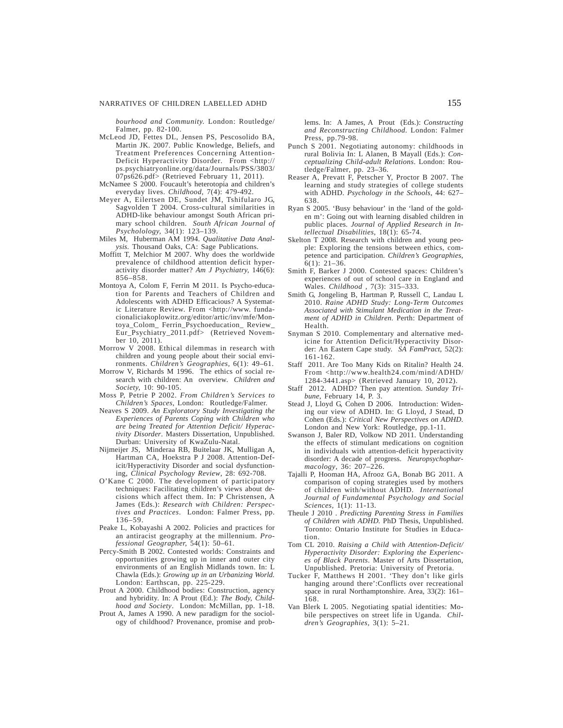*bourhood and Community*. London: Routledge/ Falmer, pp. 82-100.

McLeod JD, Fettes DL, Jensen PS, Pescosolido BA, Martin JK. 2007. Public Knowledge, Beliefs, and Treatment Preferences Concerning Attention-Deficit Hyperactivity Disorder. From <http://ps.psychiatryonline.org/data/Journals/PSS/3803/07ps626.pdf> (Retrieved February 11, 2011).

McNamee S 2000. Foucault's heterotopia and children's everyday lives. *Childhood*, 7(4): 479-492.

Meyer A, Eilertsen DE, Sundet JM, Tshifularo JG, Sagvolden T 2004. Cross-cultural similarities in ADHD-like behaviour amongst South African primary school children. *South African Journal of Psychololog*y, 34(1): 123–139.

Miles M, Huberman AM 1994. *Qualitative Data Analysis*. Thousand Oaks, CA: Sage Publications.

Moffitt T, Melchior M 2007. Why does the worldwide prevalence of childhood attention deficit hyperactivity disorder matter? *Am J Psychiatry*, 146(6): 856–858.

Montoya A, Colom F, Ferrin M 2011. Is Psycho-education for Parents and Teachers of Children and Adolescents with ADHD Efficacious? A Systematic Literature Review. From <http://www. fundacionaliciakoplowitz.org/editor/artic/inv/mfe/Montoya_Colom_ Ferrin_Psychoeducation_ Review_ Eur_Psychiatry_2011.pdf> (Retrieved November 10, 2011).

Morrow V 2008. Ethical dilemmas in research with children and young people about their social environments. *Children's Geographies*, 6(1): 49–61.

Morrow V, Richards M 1996. The ethics of social research with children: An overview. *Children and Society*, 10: 90-105.

Moss P, Petrie P 2002. *From Children's Services to Children's Spaces*, London: Routledge/Falmer.

Neaves S 2009. *An Exploratory Study Investigating the Experiences of Parents Coping with Children who are being Treated for Attention Deficit/ Hyperactivity Disorder*. Masters Dissertation, Unpublished. Durban: University of KwaZulu-Natal.

Nijmeijer JS, Minderaa RB, Buitelaar JK, Mulligan A, Hartman CA, Hoekstra P J 2008. Attention-Deficit/Hyperactivity Disorder and social dysfunctioning, *Clinical Psychology Review*, 28: 692-708.

O'Kane C 2000. The development of participatory techniques: Facilitating children's views about decisions which affect them. In: P Christensen, A James (Eds.): *Research with Children: Perspectives and Practices*. London: Falmer Press, pp. 136–59.

Peake L, Kobayashi A 2002. Policies and practices for an antiracist geography at the millennium. *Professional Geographer*, 54(1): 50–61.

Percy-Smith B 2002. Contested worlds: Constraints and opportunities growing up in inner and outer city environments of an English Midlands town. In: L Chawla (Eds.): *Growing up in an Urbanizing World.* London: Earthscan, pp. 225-229.

Prout A 2000. Childhood bodies: Construction, agency and hybridity. In: A Prout (Ed.): *The Body, Childhood and Society*. London: McMillan, pp. 1-18.

Prout A, James A 1990. A new paradigm for the sociology of childhood? Provenance, promise and problems. In: A James, A Prout (Eds.): *Constructing and Reconstructing Childhood*. London: Falmer Press, pp.79-98.

Punch S 2001. Negotiating autonomy: childhoods in rural Bolivia In: L Alanen, B Mayall (Eds.): *Conceptualizing Child-adult Relations*. London: Routledge/Falmer, pp. 23–36.

Reaser A, Prevatt F, Petscher Y, Proctor B 2007. The learning and study strategies of college students with ADHD. *Psychology in the Schools*, 44: 627–638.

Ryan S 2005. 'Busy behaviour' in the 'land of the golden m': Going out with learning disabled children in public places. *Journal of Applied Research in Intellectual Disabilities*, 18(1): 65-74.

Skelton T 2008. Research with children and young people: Exploring the tensions between ethics, competence and participation. *Children's Geographies*, 6(1): 21–36.

Smith F, Barker J 2000. Contested spaces: Children's experiences of out of school care in England and Wales. *Childhood* , 7(3): 315–333.

Smith G, Jongeling B, Hartman P, Russell C, Landau L 2010. *Raine ADHD Study: Long-Term Outcomes Associated with Stimulant Medication in the Treatment of ADHD in Children*. Perth: Department of Health.

Snyman S 2010. Complementary and alternative medicine for Attention Deficit/Hyperactivity Disorder: An Eastern Cape study. *SA FamPract*, 52(2): 161-162.

Staff 2011. Are Too Many Kids on Ritalin? Health 24. From <http://www.health24.com/mind/ADHD/1284-3441.asp> (Retrieved January 10, 2012).

Staff 2012. ADHD? Then pay attention. *Sunday Tribune*, February 14, P. 3.

Stead J, Lloyd G, Cohen D 2006. Introduction: Widening our view of ADHD. In: G Lloyd, J Stead, D Cohen (Eds.): *Critical New Perspectives on ADHD*. London and New York: Routledge, pp.1-11.

Swanson J, Baler RD, Volkow ND 2011. Understanding the effects of stimulant medications on cognition in individuals with attention-deficit hyperactivity disorder: A decade of progress. *Neuropsychopharmacology*, 36: 207–226.

Tajalli P, Hooman HA, Afrooz GA, Bonab BG 2011. A comparison of coping strategies used by mothers of children with/without ADHD. *International Journal of Fundamental Psychology and Social Sciences*, 1(1): 11-13.

Theule J 2010 . *Predicting Parenting Stress in Families of Children with ADHD*. PhD Thesis, Unpublished. Toronto: Ontario Institute for Studies in Education.

Tom CL 2010. *Raising a Child with Attention-Deficit/ Hyperactivity Disorder: Exploring the Experiences of Black Parents*. Master of Arts Dissertation, Unpublished. Pretoria: University of Pretoria.

Tucker F, Matthews H 2001. 'They don't like girls hanging around there':Conflicts over recreational space in rural Northamptonshire. Area, 33(2): 161–168.

Van Blerk L 2005. Negotiating spatial identities: Mobile perspectives on street life in Uganda. *Children's Geographies*, 3(1): 5–21.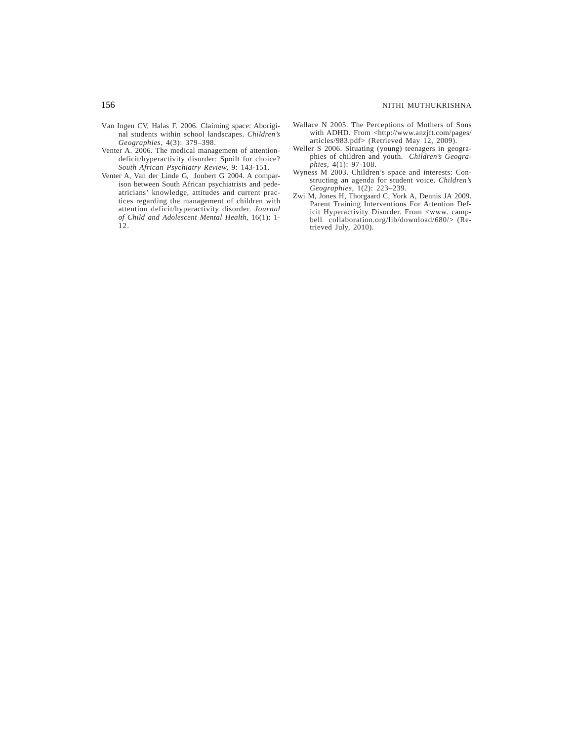Van Ingen CV, Halas F. 2006. Claiming space: Aboriginal students within school landscapes. *Children's Geographies*, 4(3): 379–398.

Venter A. 2006. The medical management of attention-deficit/hyperactivity disorder: Spoilt for choice? *South African Psychiatry Review*, 9: 143-151.

Venter A, Van der Linde G, Joubert G 2004. A comparison between South African psychiatrists and pedeatricians' knowledge, attitudes and current practices regarding the management of children with attention deficit/hyperactivity disorder. *Journal of Child and Adolescent Mental Health*, 16(1): 1-12.

Wallace N 2005. The Perceptions of Mothers of Sons with ADHD. From <http://www.anzjft.com/pages/articles/983.pdf> (Retrieved May 12, 2009).

Weller S 2006. Situating (young) teenagers in geographies of children and youth. *Children's Geographies*, 4(1): 97-108.

Wyness M 2003. Children's space and interests: Constructing an agenda for student voice. *Children's Geographies*, 1(2): 223–239.

Zwi M, Jones H, Thorgaard C, York A, Dennis JA 2009. Parent Training Interventions For Attention Deficit Hyperactivity Disorder. From <www. campbell collaboration.org/lib/download/680/> (Retrieved July, 2010).